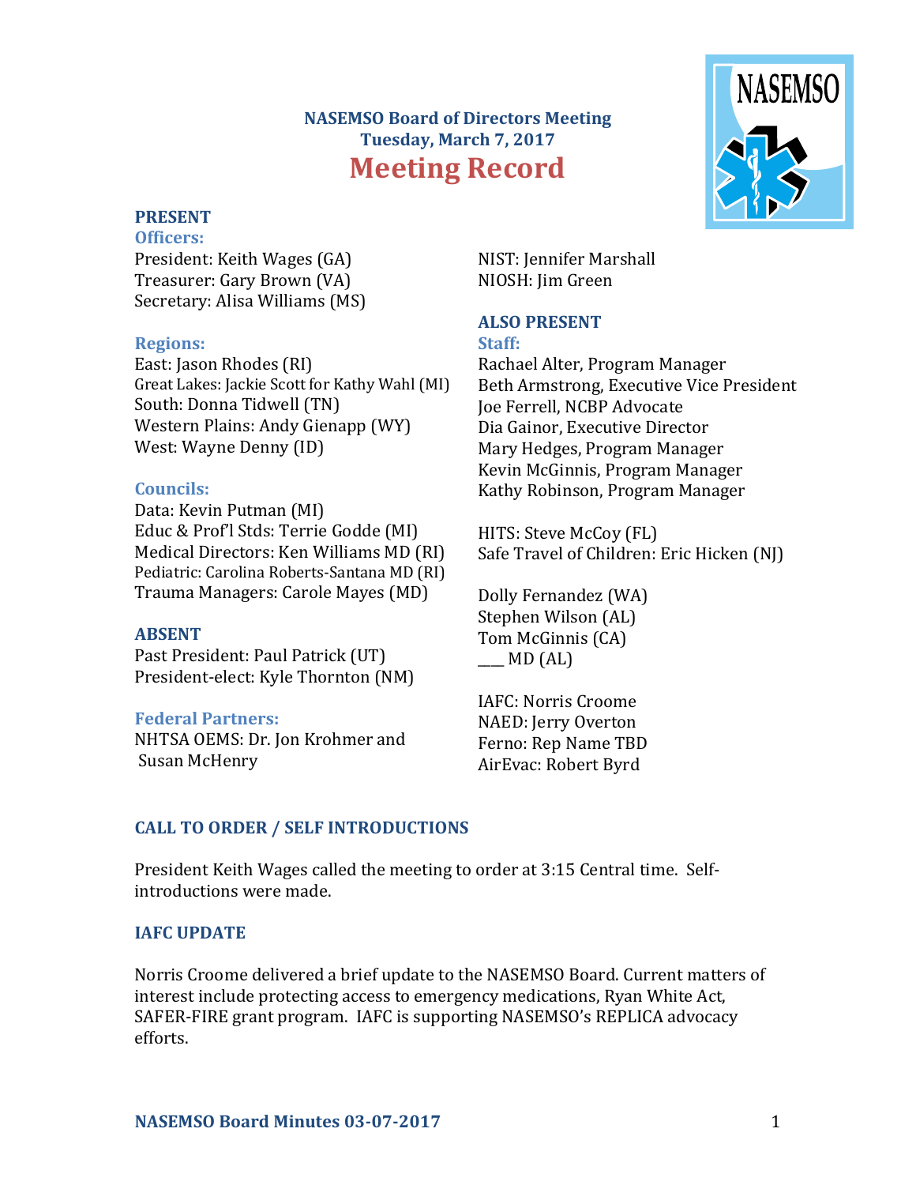# NASEMSO Board of Directors Meeting
## Tuesday, March 7, 2017
# Meeting Record

### PRESENT

**Officers:**

President: Keith Wages (GA)
Treasurer: Gary Brown (VA)
Secretary: Alisa Williams (MS)

**Regions:**

East: Jason Rhodes (RI)
Great Lakes: Jackie Scott for Kathy Wahl (MI)
South: Donna Tidwell (TN)
Western Plains: Andy Gienapp (WY)
West: Wayne Denny (ID)

**Councils:**

Data: Kevin Putman (MI)
Educ & Prof'l Stds: Terrie Godde (MI)
Medical Directors: Ken Williams MD (RI)
Pediatric: Carolina Roberts-Santana MD (RI)
Trauma Managers: Carole Mayes (MD)

### ABSENT

Past President: Paul Patrick (UT)
President-elect: Kyle Thornton (NM)

**Federal Partners:**

NHTSA OEMS: Dr. Jon Krohmer and Susan McHenry
NIST: Jennifer Marshall
NIOSH: Jim Green

### ALSO PRESENT

**Staff:**

Rachael Alter, Program Manager
Beth Armstrong, Executive Vice President
Joe Ferrell, NCBP Advocate
Dia Gainor, Executive Director
Mary Hedges, Program Manager
Kevin McGinnis, Program Manager
Kathy Robinson, Program Manager

HITS: Steve McCoy (FL)
Safe Travel of Children: Eric Hicken (NJ)

Dolly Fernandez (WA)
Stephen Wilson (AL)
Tom McGinnis (CA)
___ MD (AL)

IAFC: Norris Croome
NAED: Jerry Overton
Ferno: Rep Name TBD
AirEvac: Robert Byrd

### CALL TO ORDER / SELF INTRODUCTIONS

President Keith Wages called the meeting to order at 3:15 Central time. Self-introductions were made.

### IAFC UPDATE

Norris Croome delivered a brief update to the NASEMSO Board. Current matters of interest include protecting access to emergency medications, Ryan White Act, SAFER-FIRE grant program. IAFC is supporting NASEMSO's REPLICA advocacy efforts.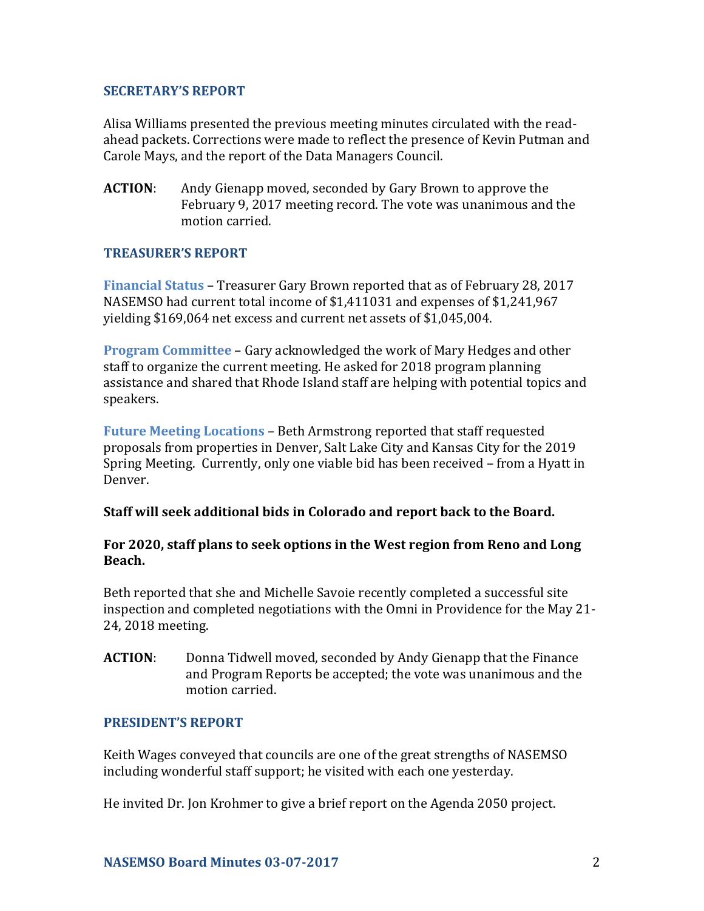## SECRETARY'S REPORT

Alisa Williams presented the previous meeting minutes circulated with the read-ahead packets. Corrections were made to reflect the presence of Kevin Putman and Carole Mays, and the report of the Data Managers Council.

**ACTION**: Andy Gienapp moved, seconded by Gary Brown to approve the February 9, 2017 meeting record. The vote was unanimous and the motion carried.

## TREASURER'S REPORT

**Financial Status** – Treasurer Gary Brown reported that as of February 28, 2017 NASEMSO had current total income of $1,411031 and expenses of $1,241,967 yielding $169,064 net excess and current net assets of $1,045,004.

**Program Committee** – Gary acknowledged the work of Mary Hedges and other staff to organize the current meeting. He asked for 2018 program planning assistance and shared that Rhode Island staff are helping with potential topics and speakers.

**Future Meeting Locations** – Beth Armstrong reported that staff requested proposals from properties in Denver, Salt Lake City and Kansas City for the 2019 Spring Meeting. Currently, only one viable bid has been received – from a Hyatt in Denver.

**Staff will seek additional bids in Colorado and report back to the Board.**

**For 2020, staff plans to seek options in the West region from Reno and Long Beach.**

Beth reported that she and Michelle Savoie recently completed a successful site inspection and completed negotiations with the Omni in Providence for the May 21-24, 2018 meeting.

**ACTION**: Donna Tidwell moved, seconded by Andy Gienapp that the Finance and Program Reports be accepted; the vote was unanimous and the motion carried.

## PRESIDENT'S REPORT

Keith Wages conveyed that councils are one of the great strengths of NASEMSO including wonderful staff support; he visited with each one yesterday.

He invited Dr. Jon Krohmer to give a brief report on the Agenda 2050 project.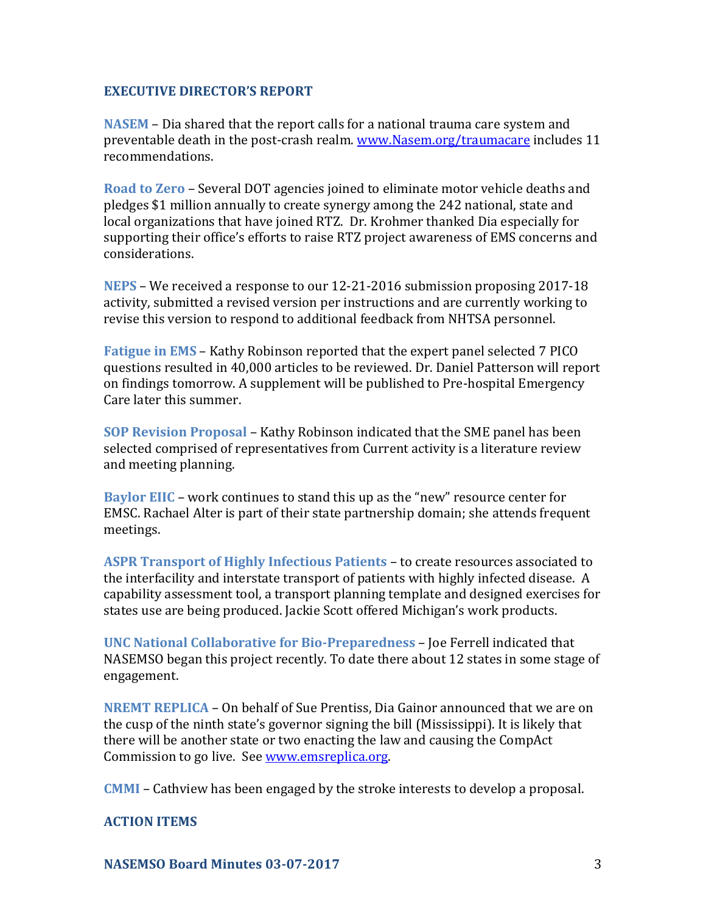### EXECUTIVE DIRECTOR'S REPORT

**NASEM** – Dia shared that the report calls for a national trauma care system and preventable death in the post-crash realm. [www.Nasem.org/traumacare](www.Nasem.org/traumacare) includes 11 recommendations.

**Road to Zero** – Several DOT agencies joined to eliminate motor vehicle deaths and pledges $1 million annually to create synergy among the 242 national, state and local organizations that have joined RTZ. Dr. Krohmer thanked Dia especially for supporting their office's efforts to raise RTZ project awareness of EMS concerns and considerations.

**NEPS** – We received a response to our 12-21-2016 submission proposing 2017-18 activity, submitted a revised version per instructions and are currently working to revise this version to respond to additional feedback from NHTSA personnel.

**Fatigue in EMS** – Kathy Robinson reported that the expert panel selected 7 PICO questions resulted in 40,000 articles to be reviewed. Dr. Daniel Patterson will report on findings tomorrow. A supplement will be published to Pre-hospital Emergency Care later this summer.

**SOP Revision Proposal** – Kathy Robinson indicated that the SME panel has been selected comprised of representatives from Current activity is a literature review and meeting planning.

**Baylor EIIC** – work continues to stand this up as the "new" resource center for EMSC. Rachael Alter is part of their state partnership domain; she attends frequent meetings.

**ASPR Transport of Highly Infectious Patients** – to create resources associated to the interfacility and interstate transport of patients with highly infected disease. A capability assessment tool, a transport planning template and designed exercises for states use are being produced. Jackie Scott offered Michigan's work products.

**UNC National Collaborative for Bio-Preparedness** – Joe Ferrell indicated that NASEMSO began this project recently. To date there about 12 states in some stage of engagement.

**NREMT REPLICA** – On behalf of Sue Prentiss, Dia Gainor announced that we are on the cusp of the ninth state's governor signing the bill (Mississippi). It is likely that there will be another state or two enacting the law and causing the CompAct Commission to go live. See [www.emsreplica.org](www.emsreplica.org).

**CMMI** – Cathview has been engaged by the stroke interests to develop a proposal.

### ACTION ITEMS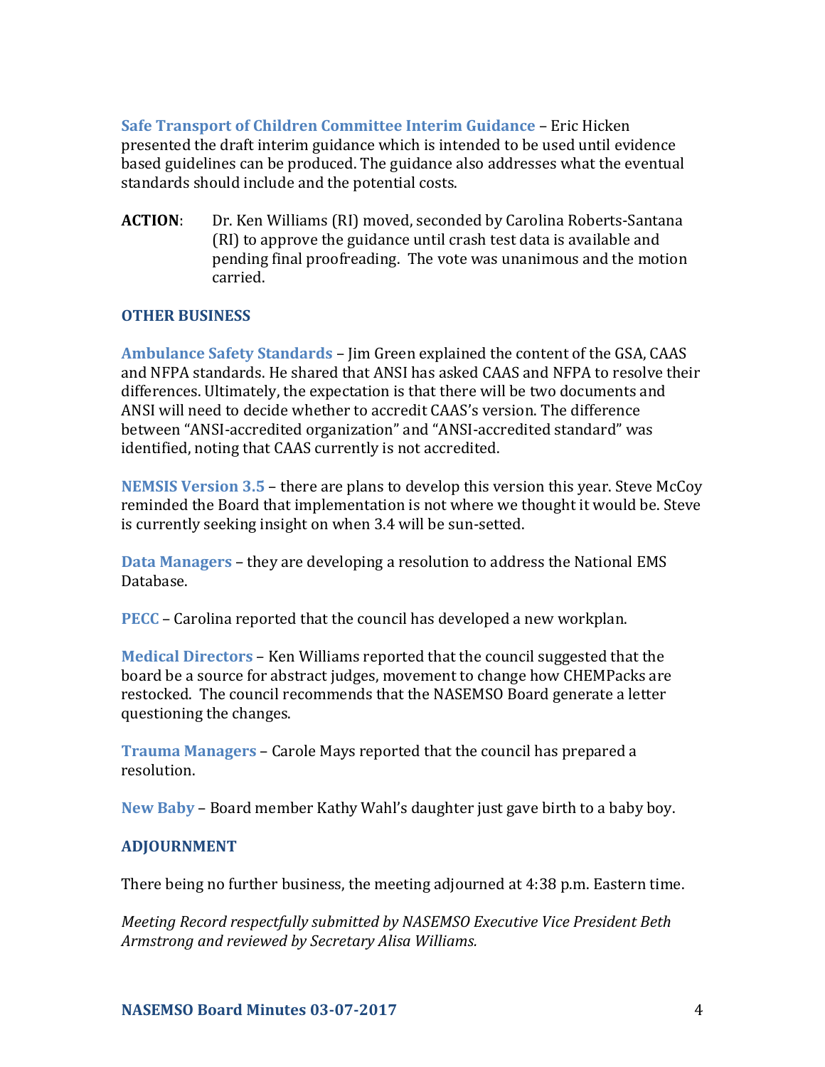**Safe Transport of Children Committee Interim Guidance** – Eric Hicken presented the draft interim guidance which is intended to be used until evidence based guidelines can be produced. The guidance also addresses what the eventual standards should include and the potential costs.

**ACTION**: Dr. Ken Williams (RI) moved, seconded by Carolina Roberts-Santana (RI) to approve the guidance until crash test data is available and pending final proofreading. The vote was unanimous and the motion carried.

## OTHER BUSINESS

**Ambulance Safety Standards** – Jim Green explained the content of the GSA, CAAS and NFPA standards. He shared that ANSI has asked CAAS and NFPA to resolve their differences. Ultimately, the expectation is that there will be two documents and ANSI will need to decide whether to accredit CAAS's version. The difference between "ANSI-accredited organization" and "ANSI-accredited standard" was identified, noting that CAAS currently is not accredited.

**NEMSIS Version 3.5** – there are plans to develop this version this year. Steve McCoy reminded the Board that implementation is not where we thought it would be. Steve is currently seeking insight on when 3.4 will be sun-setted.

**Data Managers** – they are developing a resolution to address the National EMS Database.

**PECC** – Carolina reported that the council has developed a new workplan.

**Medical Directors** – Ken Williams reported that the council suggested that the board be a source for abstract judges, movement to change how CHEMPacks are restocked. The council recommends that the NASEMSO Board generate a letter questioning the changes.

**Trauma Managers** – Carole Mays reported that the council has prepared a resolution.

**New Baby** – Board member Kathy Wahl's daughter just gave birth to a baby boy.

## ADJOURNMENT

There being no further business, the meeting adjourned at 4:38 p.m. Eastern time.

*Meeting Record respectfully submitted by NASEMSO Executive Vice President Beth Armstrong and reviewed by Secretary Alisa Williams.*